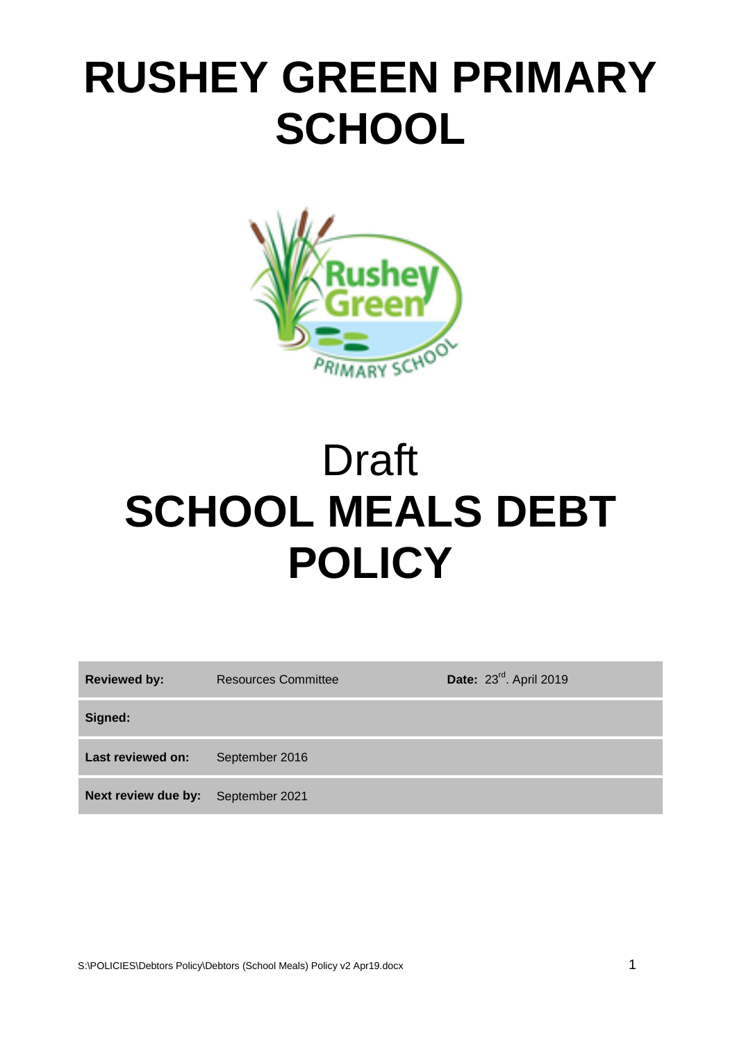# RUSHEY GREEN PRIMARY SCHOOL

Draft

# SCHOOL MEALS DEBT POLICY

| **Reviewed by:** | Resources Committee | **Date:** 23rd. April 2019 |
|---|---|---|
| **Signed:** | | |
| **Last reviewed on:** | September 2016 | |
| **Next review due by:** | September 2021 | |

S:\POLICIES\Debtors Policy\Debtors (School Meals) Policy v2 Apr19.docx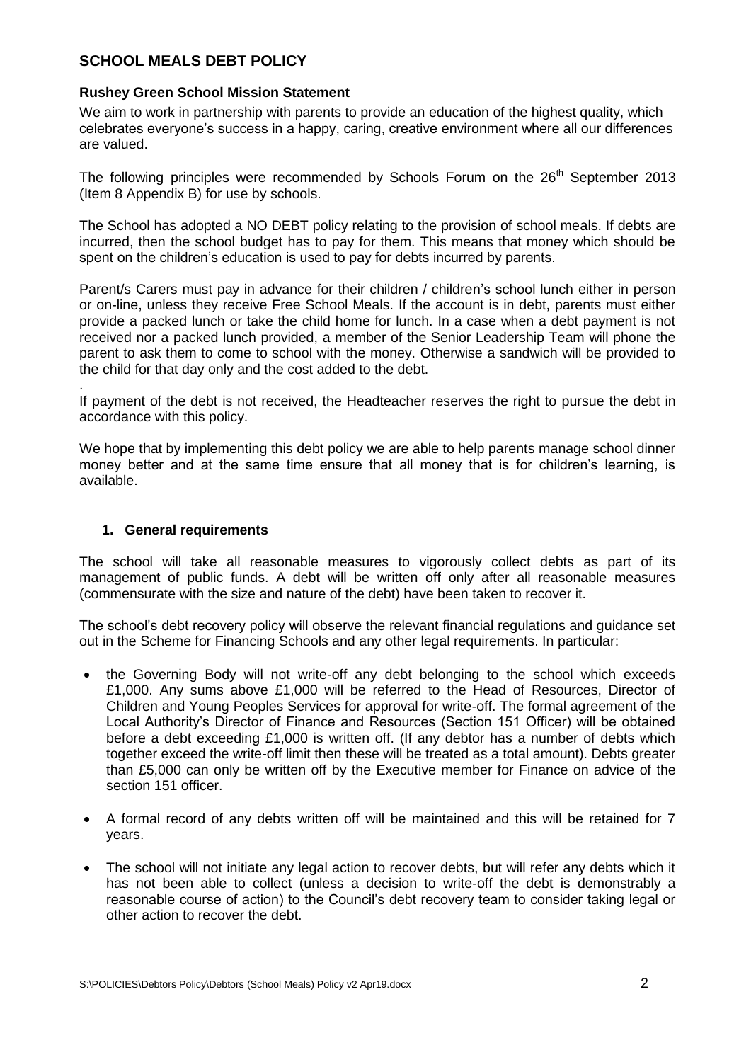## SCHOOL MEALS DEBT POLICY

### Rushey Green School Mission Statement

We aim to work in partnership with parents to provide an education of the highest quality, which celebrates everyone's success in a happy, caring, creative environment where all our differences are valued.

The following principles were recommended by Schools Forum on the 26th September 2013 (Item 8 Appendix B) for use by schools.

The School has adopted a NO DEBT policy relating to the provision of school meals. If debts are incurred, then the school budget has to pay for them. This means that money which should be spent on the children's education is used to pay for debts incurred by parents.

Parent/s Carers must pay in advance for their children / children's school lunch either in person or on-line, unless they receive Free School Meals. If the account is in debt, parents must either provide a packed lunch or take the child home for lunch. In a case when a debt payment is not received nor a packed lunch provided, a member of the Senior Leadership Team will phone the parent to ask them to come to school with the money. Otherwise a sandwich will be provided to the child for that day only and the cost added to the debt.

.

If payment of the debt is not received, the Headteacher reserves the right to pursue the debt in accordance with this policy.

We hope that by implementing this debt policy we are able to help parents manage school dinner money better and at the same time ensure that all money that is for children's learning, is available.

### 1. General requirements

The school will take all reasonable measures to vigorously collect debts as part of its management of public funds. A debt will be written off only after all reasonable measures (commensurate with the size and nature of the debt) have been taken to recover it.

The school's debt recovery policy will observe the relevant financial regulations and guidance set out in the Scheme for Financing Schools and any other legal requirements. In particular:

- the Governing Body will not write-off any debt belonging to the school which exceeds £1,000. Any sums above £1,000 will be referred to the Head of Resources, Director of Children and Young Peoples Services for approval for write-off. The formal agreement of the Local Authority's Director of Finance and Resources (Section 151 Officer) will be obtained before a debt exceeding £1,000 is written off. (If any debtor has a number of debts which together exceed the write-off limit then these will be treated as a total amount). Debts greater than £5,000 can only be written off by the Executive member for Finance on advice of the section 151 officer.

- A formal record of any debts written off will be maintained and this will be retained for 7 years.

- The school will not initiate any legal action to recover debts, but will refer any debts which it has not been able to collect (unless a decision to write-off the debt is demonstrably a reasonable course of action) to the Council's debt recovery team to consider taking legal or other action to recover the debt.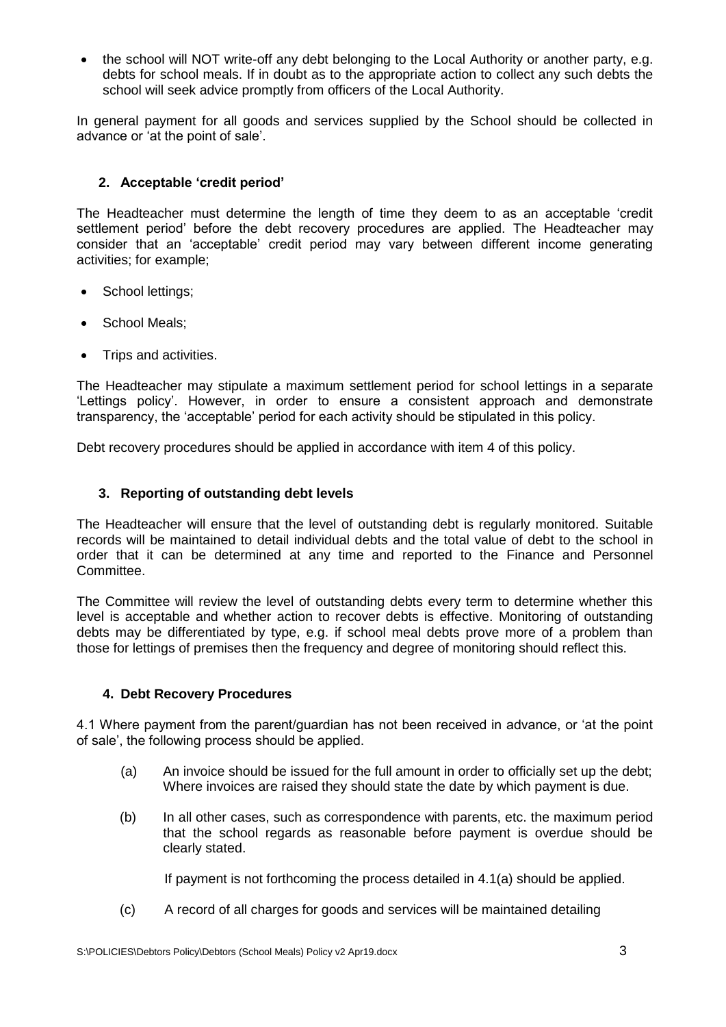- the school will NOT write-off any debt belonging to the Local Authority or another party, e.g. debts for school meals. If in doubt as to the appropriate action to collect any such debts the school will seek advice promptly from officers of the Local Authority.

In general payment for all goods and services supplied by the School should be collected in advance or 'at the point of sale'.

## 2. Acceptable 'credit period'

The Headteacher must determine the length of time they deem to as an acceptable 'credit settlement period' before the debt recovery procedures are applied. The Headteacher may consider that an 'acceptable' credit period may vary between different income generating activities; for example;

- School lettings;
- School Meals;
- Trips and activities.

The Headteacher may stipulate a maximum settlement period for school lettings in a separate 'Lettings policy'. However, in order to ensure a consistent approach and demonstrate transparency, the 'acceptable' period for each activity should be stipulated in this policy.

Debt recovery procedures should be applied in accordance with item 4 of this policy.

## 3. Reporting of outstanding debt levels

The Headteacher will ensure that the level of outstanding debt is regularly monitored. Suitable records will be maintained to detail individual debts and the total value of debt to the school in order that it can be determined at any time and reported to the Finance and Personnel Committee.

The Committee will review the level of outstanding debts every term to determine whether this level is acceptable and whether action to recover debts is effective. Monitoring of outstanding debts may be differentiated by type, e.g. if school meal debts prove more of a problem than those for lettings of premises then the frequency and degree of monitoring should reflect this.

## 4. Debt Recovery Procedures

4.1 Where payment from the parent/guardian has not been received in advance, or 'at the point of sale', the following process should be applied.

(a) An invoice should be issued for the full amount in order to officially set up the debt; Where invoices are raised they should state the date by which payment is due.

(b) In all other cases, such as correspondence with parents, etc. the maximum period that the school regards as reasonable before payment is overdue should be clearly stated.

If payment is not forthcoming the process detailed in 4.1(a) should be applied.

(c) A record of all charges for goods and services will be maintained detailing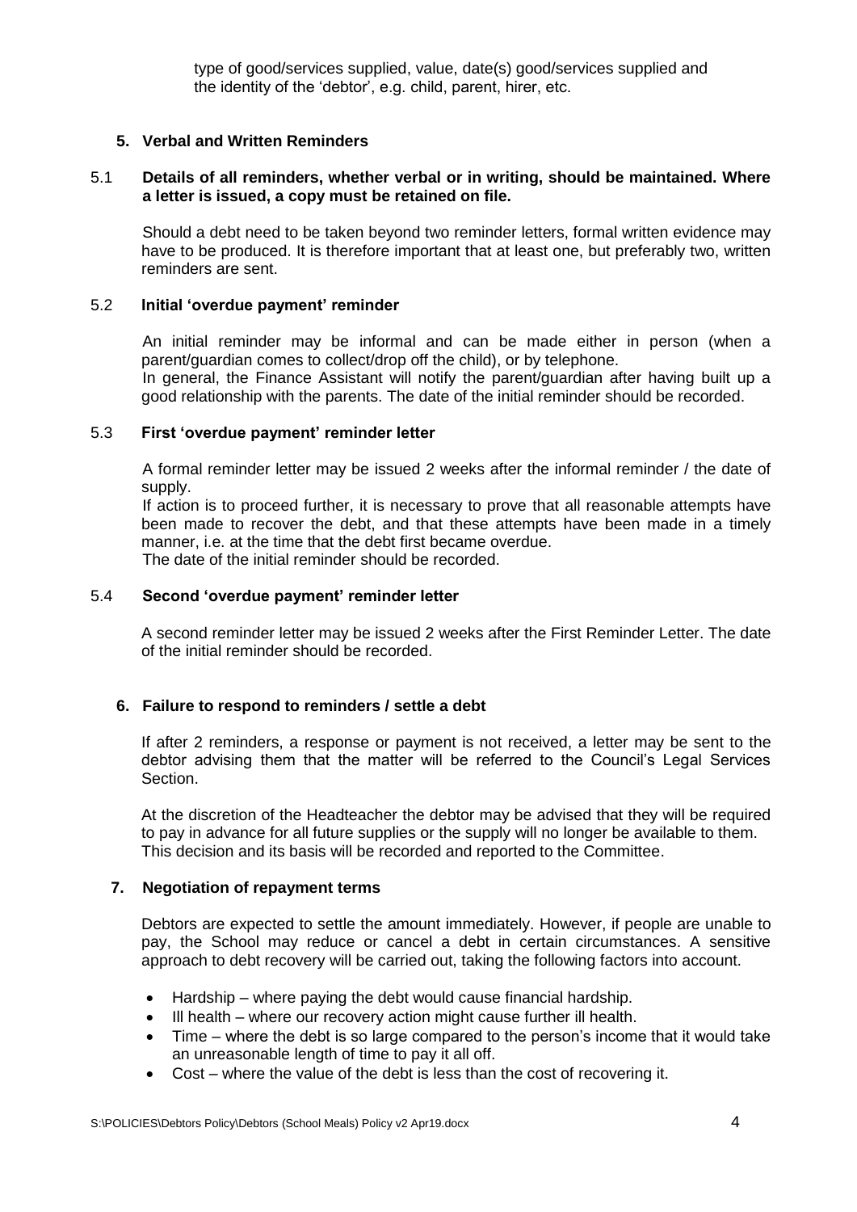type of good/services supplied, value, date(s) good/services supplied and the identity of the 'debtor', e.g. child, parent, hirer, etc.

## 5. Verbal and Written Reminders

5.1 **Details of all reminders, whether verbal or in writing, should be maintained. Where a letter is issued, a copy must be retained on file.**

Should a debt need to be taken beyond two reminder letters, formal written evidence may have to be produced. It is therefore important that at least one, but preferably two, written reminders are sent.

5.2 **Initial 'overdue payment' reminder**

An initial reminder may be informal and can be made either in person (when a parent/guardian comes to collect/drop off the child), or by telephone.
In general, the Finance Assistant will notify the parent/guardian after having built up a good relationship with the parents. The date of the initial reminder should be recorded.

5.3 **First 'overdue payment' reminder letter**

A formal reminder letter may be issued 2 weeks after the informal reminder / the date of supply.
If action is to proceed further, it is necessary to prove that all reasonable attempts have been made to recover the debt, and that these attempts have been made in a timely manner, i.e. at the time that the debt first became overdue.
The date of the initial reminder should be recorded.

5.4 **Second 'overdue payment' reminder letter**

A second reminder letter may be issued 2 weeks after the First Reminder Letter. The date of the initial reminder should be recorded.

## 6. Failure to respond to reminders / settle a debt

If after 2 reminders, a response or payment is not received, a letter may be sent to the debtor advising them that the matter will be referred to the Council's Legal Services Section.

At the discretion of the Headteacher the debtor may be advised that they will be required to pay in advance for all future supplies or the supply will no longer be available to them. This decision and its basis will be recorded and reported to the Committee.

## 7. Negotiation of repayment terms

Debtors are expected to settle the amount immediately. However, if people are unable to pay, the School may reduce or cancel a debt in certain circumstances. A sensitive approach to debt recovery will be carried out, taking the following factors into account.

- Hardship – where paying the debt would cause financial hardship.
- Ill health – where our recovery action might cause further ill health.
- Time – where the debt is so large compared to the person's income that it would take an unreasonable length of time to pay it all off.
- Cost – where the value of the debt is less than the cost of recovering it.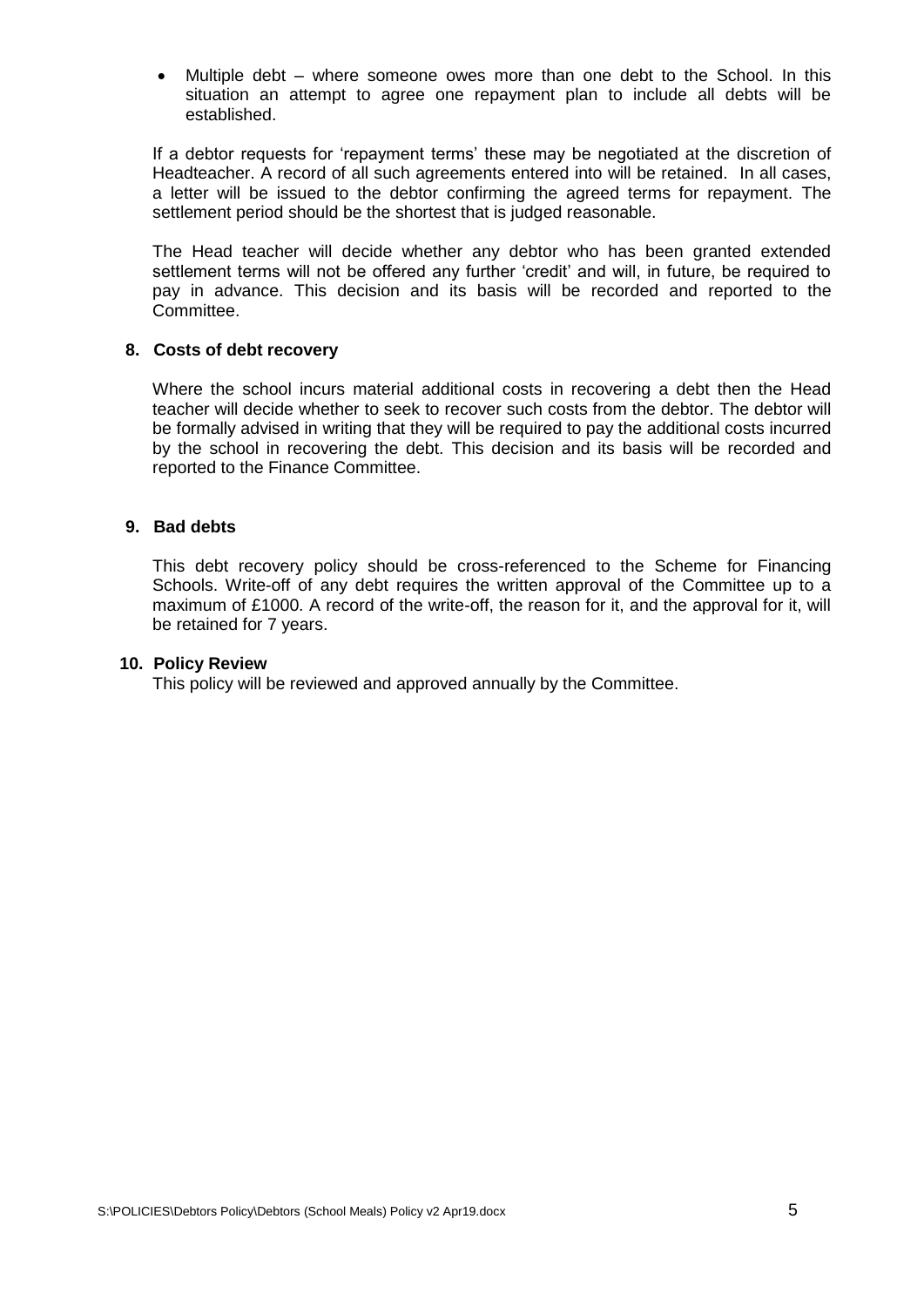- Multiple debt – where someone owes more than one debt to the School. In this situation an attempt to agree one repayment plan to include all debts will be established.

If a debtor requests for 'repayment terms' these may be negotiated at the discretion of Headteacher. A record of all such agreements entered into will be retained. In all cases, a letter will be issued to the debtor confirming the agreed terms for repayment. The settlement period should be the shortest that is judged reasonable.

The Head teacher will decide whether any debtor who has been granted extended settlement terms will not be offered any further 'credit' and will, in future, be required to pay in advance. This decision and its basis will be recorded and reported to the Committee.

## 8. Costs of debt recovery

Where the school incurs material additional costs in recovering a debt then the Head teacher will decide whether to seek to recover such costs from the debtor. The debtor will be formally advised in writing that they will be required to pay the additional costs incurred by the school in recovering the debt. This decision and its basis will be recorded and reported to the Finance Committee.

## 9. Bad debts

This debt recovery policy should be cross-referenced to the Scheme for Financing Schools. Write-off of any debt requires the written approval of the Committee up to a maximum of £1000. A record of the write-off, the reason for it, and the approval for it, will be retained for 7 years.

## 10. Policy Review

This policy will be reviewed and approved annually by the Committee.